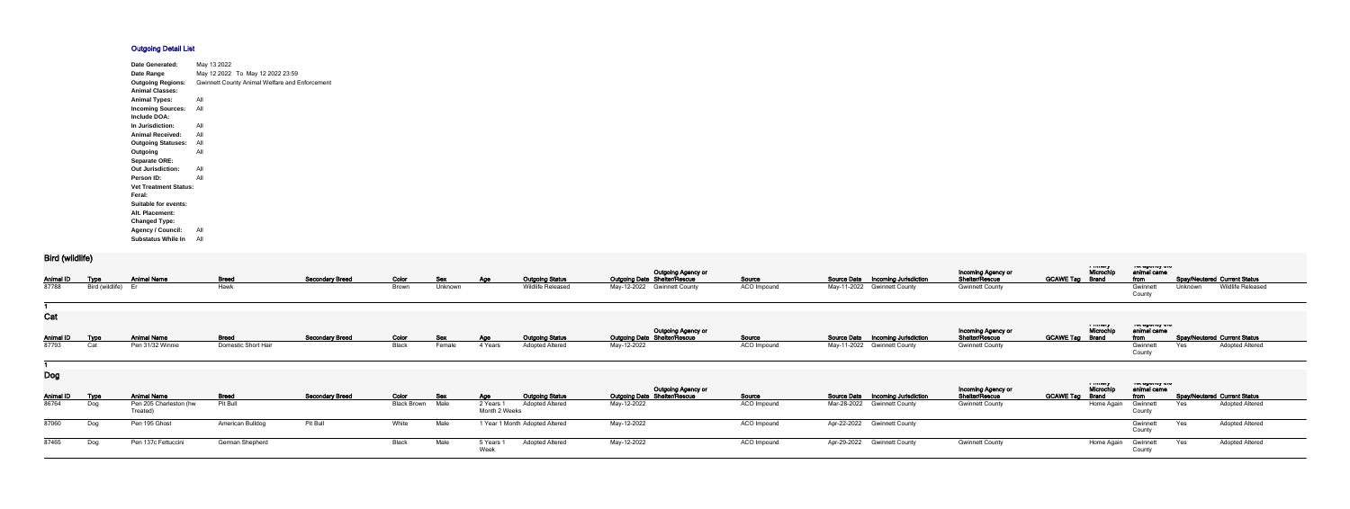# Outgoing Detail List

| | |
|---|---|
| **Date Generated:** | May 13 2022 |
| **Date Range** | May 12 2022 To May 12 2022 23:59 |
| **Outgoing Regions:** | Gwinnett County Animal Welfare and Enforcement |
| **Animal Classes:** | |
| **Animal Types:** | All |
| **Incoming Sources:** | All |
| **Include DOA:** | |
| **In Jurisdiction:** | All |
| **Animal Received:** | All |
| **Outgoing Statuses:** | All |
| **Outgoing Separate ORE:** | All |
| **Out Jurisdiction:** | All |
| **Person ID:** | All |
| **Vet Treatment Status:** | |
| **Feral:** | |
| **Suitable for events:** | |
| **Alt. Placement:** | |
| **Changed Type:** | |
| **Agency / Council:** | All |
| **Substatus While In** | All |

## Bird (wildlife)

| Animal ID | Type | Animal Name | Breed | Secondary Breed | Color | Sex | Age | Outgoing Status | Outgoing Date | Outgoing Agency or Shelter/Rescue | Source | Source Date | Incoming Jurisdiction | Incoming Agency or Shelter/Rescue | GCAWE Tag | Primary Microchip Brand | Vet agency the animal came from | Spay/Neutered | Current Status |
|---|---|---|---|---|---|---|---|---|---|---|---|---|---|---|---|---|---|---|---|
| 87788 | Bird (wildlife) | Er | Hawk | | Brown | Unknown | | Wildlife Released | May-12-2022 | Gwinnett County | ACO Impound | May-11-2022 | Gwinnett County | Gwinnett County | | | Gwinnett County | Unknown | Wildlife Released |

1

## Cat

| Animal ID | Type | Animal Name | Breed | Secondary Breed | Color | Sex | Age | Outgoing Status | Outgoing Date | Outgoing Agency or Shelter/Rescue | Source | Source Date | Incoming Jurisdiction | Incoming Agency or Shelter/Rescue | GCAWE Tag | Primary Microchip Brand | Vet agency the animal came from | Spay/Neutered | Current Status |
|---|---|---|---|---|---|---|---|---|---|---|---|---|---|---|---|---|---|---|---|
| 87793 | Cat | Pen 31/32 Winnie | Domestic Short Hair | | Black | Female | 4 Years | Adopted Altered | May-12-2022 | | ACO Impound | May-11-2022 | Gwinnett County | Gwinnett County | | | Gwinnett County | Yes | Adopted Altered |

1

## Dog

| Animal ID | Type | Animal Name | Breed | Secondary Breed | Color | Sex | Age | Outgoing Status | Outgoing Date | Outgoing Agency or Shelter/Rescue | Source | Source Date | Incoming Jurisdiction | Incoming Agency or Shelter/Rescue | GCAWE Tag | Primary Microchip Brand | Vet agency the animal came from | Spay/Neutered | Current Status |
|---|---|---|---|---|---|---|---|---|---|---|---|---|---|---|---|---|---|---|---|
| 86764 | Dog | Pen 205 Charleston (hw Treated) | Pit Bull | | Black Brown | Male | 2 Years 1 Month 2 Weeks | Adopted Altered | May-12-2022 | | ACO Impound | Mar-28-2022 | Gwinnett County | Gwinnett County | | Home Again | Gwinnett County | Yes | Adopted Altered |
| 87060 | Dog | Pen 195 Ghost | American Bulldog | Pit Bull | White | Male | 1 Year 1 Month | Adopted Altered | May-12-2022 | | ACO Impound | Apr-22-2022 | Gwinnett County | | | | Gwinnett County | Yes | Adopted Altered |
| 87465 | Dog | Pen 137c Fettuccini | German Shepherd | | Black | Male | 5 Years 1 Week | Adopted Altered | May-12-2022 | | ACO Impound | Apr-29-2022 | Gwinnett County | Gwinnett County | | Home Again | Gwinnett County | Yes | Adopted Altered |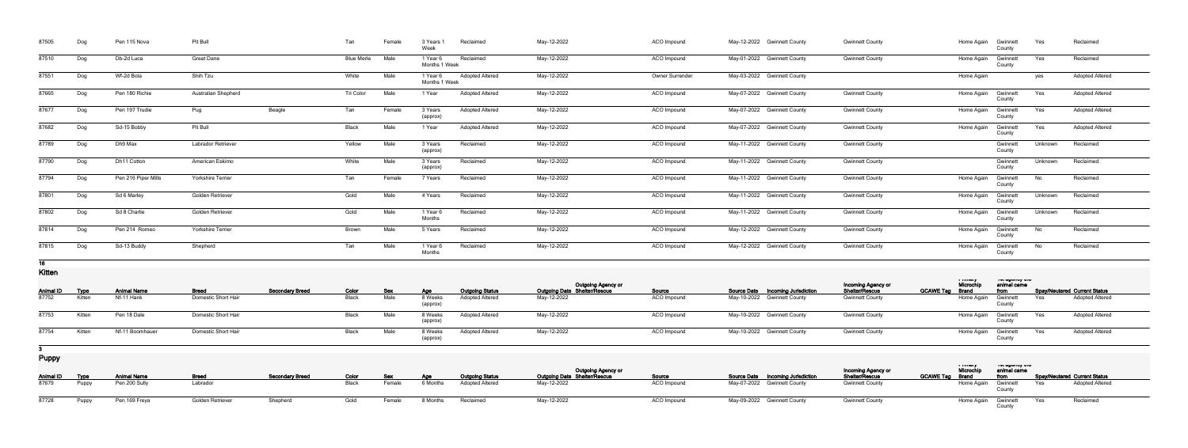| Animal ID | Type | Animal Name | Breed | Secondary Breed | Color | Sex | Age | Outgoing Status | Outgoing Date | Outgoing Agency or Shelter/Rescue | Source | Source Date | Incoming Jurisdiction | Incoming Agency or Shelter/Rescue | GCAWE Tag | Primary Microchip Brand | Agency animal came from | Spay/Neutered | Current Status |
|---|---|---|---|---|---|---|---|---|---|---|---|---|---|---|---|---|---|---|---|
| 87505 | Dog | Pen 115 Nova | Pit Bull | | Tan | Female | 3 Years 1 Week | Reclaimed | May-12-2022 | | ACO Impound | May-12-2022 | Gwinnett County | Gwinnett County | | Home Again | Gwinnett County | Yes | Reclaimed |
| 87510 | Dog | Db-2d Luca | Great Dane | | Blue Merle | Male | 1 Year 6 Months 1 Week | Reclaimed | May-12-2022 | | ACO Impound | May-01-2022 | Gwinnett County | Gwinnett County | | Home Again | Gwinnett County | Yes | Reclaimed |
| 87551 | Dog | Wf-2d Bola | Shih Tzu | | White | Male | 1 Year 6 Months 1 Week | Adopted Altered | May-12-2022 | | Owner Surrender | May-03-2022 | Gwinnett County | | | Home Again | | yes | Adopted Altered |
| 87665 | Dog | Pen 180 Richie | Australian Shepherd | | Tri Color | Male | 1 Year | Adopted Altered | May-12-2022 | | ACO Impound | May-07-2022 | Gwinnett County | Gwinnett County | | Home Again | Gwinnett County | Yes | Adopted Altered |
| 87677 | Dog | Pen 197 Trudie | Pug | Beagle | Tan | Female | 3 Years (approx) | Adopted Altered | May-12-2022 | | ACO Impound | May-07-2022 | Gwinnett County | Gwinnett County | | Home Again | Gwinnett County | Yes | Adopted Altered |
| 87682 | Dog | Sd-15 Bobby | Pit Bull | | Black | Male | 1 Year | Adopted Altered | May-12-2022 | | ACO Impound | May-07-2022 | Gwinnett County | Gwinnett County | | Home Again | Gwinnett County | Yes | Adopted Altered |
| 87789 | Dog | Dh9 Max | Labrador Retriever | | Yellow | Male | 3 Years (approx) | Reclaimed | May-12-2022 | | ACO Impound | May-11-2022 | Gwinnett County | Gwinnett County | | | Gwinnett County | Unknown | Reclaimed |
| 87790 | Dog | Dh11 Cotton | American Eskimo | | White | Male | 3 Years (approx) | Reclaimed | May-12-2022 | | ACO Impound | May-11-2022 | Gwinnett County | Gwinnett County | | | Gwinnett County | Unknown | Reclaimed |
| 87794 | Dog | Pen 216 Piper Mills | Yorkshire Terrier | | Tan | Female | 7 Years | Reclaimed | May-12-2022 | | ACO Impound | May-11-2022 | Gwinnett County | Gwinnett County | | Home Again | Gwinnett County | No | Reclaimed |
| 87801 | Dog | Sd 6 Marley | Golden Retriever | | Gold | Male | 4 Years | Reclaimed | May-12-2022 | | ACO Impound | May-11-2022 | Gwinnett County | Gwinnett County | | Home Again | Gwinnett County | Unknown | Reclaimed |
| 87802 | Dog | Sd 8 Charlie | Golden Retriever | | Gold | Male | 1 Year 6 Months | Reclaimed | May-12-2022 | | ACO Impound | May-11-2022 | Gwinnett County | Gwinnett County | | Home Again | Gwinnett County | Unknown | Reclaimed |
| 87814 | Dog | Pen 214 Romeo | Yorkshire Terrier | | Brown | Male | 5 Years | Reclaimed | May-12-2022 | | ACO Impound | May-12-2022 | Gwinnett County | Gwinnett County | | Home Again | Gwinnett County | No | Reclaimed |
| 87815 | Dog | Sd-13 Buddy | Shepherd | | Tan | Male | 1 Year 6 Months | Reclaimed | May-12-2022 | | ACO Impound | May-12-2022 | Gwinnett County | Gwinnett County | | Home Again | Gwinnett County | No | Reclaimed |

**16**

## Kitten

| Animal ID | Type | Animal Name | Breed | Secondary Breed | Color | Sex | Age | Outgoing Status | Outgoing Date | Outgoing Agency or Shelter/Rescue | Source | Source Date | Incoming Jurisdiction | Incoming Agency or Shelter/Rescue | GCAWE Tag | Primary Microchip Brand | Agency animal came from | Spay/Neutered | Current Status |
|---|---|---|---|---|---|---|---|---|---|---|---|---|---|---|---|---|---|---|---|
| 87752 | Kitten | Nf-11 Hank | Domestic Short Hair | | Black | Male | 8 Weeks (approx) | Adopted Altered | May-12-2022 | | ACO Impound | May-10-2022 | Gwinnett County | Gwinnett County | | Home Again | Gwinnett County | Yes | Adopted Altered |
| 87753 | Kitten | Pen 18 Dale | Domestic Short Hair | | Black | Male | 8 Weeks (approx) | Adopted Altered | May-12-2022 | | ACO Impound | May-10-2022 | Gwinnett County | Gwinnett County | | Home Again | Gwinnett County | Yes | Adopted Altered |
| 87754 | Kitten | Nf-11 Boomhauer | Domestic Short Hair | | Black | Male | 8 Weeks (approx) | Adopted Altered | May-12-2022 | | ACO Impound | May-10-2022 | Gwinnett County | Gwinnett County | | Home Again | Gwinnett County | Yes | Adopted Altered |

**3**

## Puppy

| Animal ID | Type | Animal Name | Breed | Secondary Breed | Color | Sex | Age | Outgoing Status | Outgoing Date | Outgoing Agency or Shelter/Rescue | Source | Source Date | Incoming Jurisdiction | Incoming Agency or Shelter/Rescue | GCAWE Tag | Primary Microchip Brand | Agency animal came from | Spay/Neutered | Current Status |
|---|---|---|---|---|---|---|---|---|---|---|---|---|---|---|---|---|---|---|---|
| 87679 | Puppy | Pen 200 Sully | Labrador | | Black | Female | 6 Months | Adopted Altered | May-12-2022 | | ACO Impound | May-07-2022 | Gwinnett County | Gwinnett County | | Home Again | Gwinnett County | Yes | Adopted Altered |
| 87728 | Puppy | Pen 169 Freya | Golden Retriever | Shepherd | Gold | Female | 8 Months | Reclaimed | May-12-2022 | | ACO Impound | May-09-2022 | Gwinnett County | Gwinnett County | | Home Again | Gwinnett County | Yes | Reclaimed |